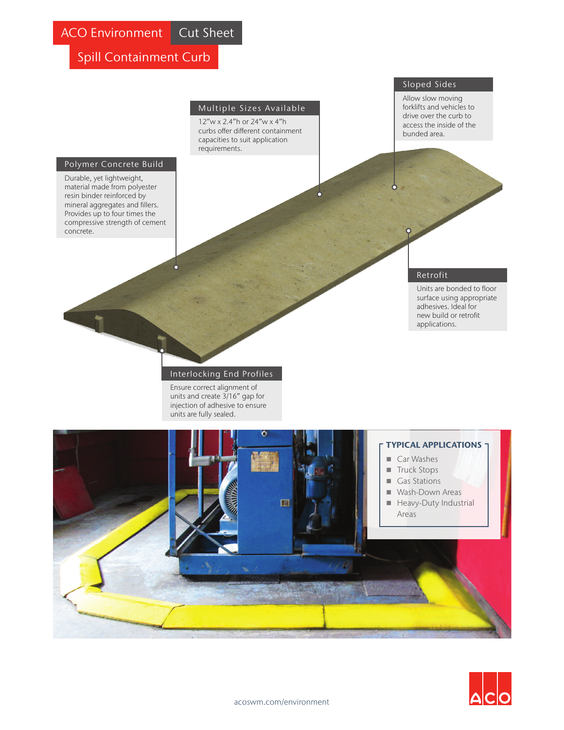# ACO Environment Cut Sheet

## Spill Containment Curb

### Multiple Sizes Available

12"w x 2.4"h or 24"w x 4"h curbs offer different containment capacities to suit application requirements.

### Sloped Sides

Allow slow moving forklifts and vehicles to drive over the curb to access the inside of the bunded area.

### Polymer Concrete Build

Durable, yet lightweight, material made from polyester resin binder reinforced by mineral aggregates and fillers. Provides up to four times the compressive strength of cement concrete.

### Retrofit

Units are bonded to floor surface using appropriate adhesives. Ideal for new build or retrofit applications.

### Interlocking End Profiles

Ensure correct alignment of units and create 3/16" gap for injection of adhesive to ensure units are fully sealed.

**TYPICAL APPLICATIONS**

- Car Washes
- Truck Stops
- Gas Stations
- Wash-Down Areas
- Heavy-Duty Industrial Areas

acoswm.com/environment

ACO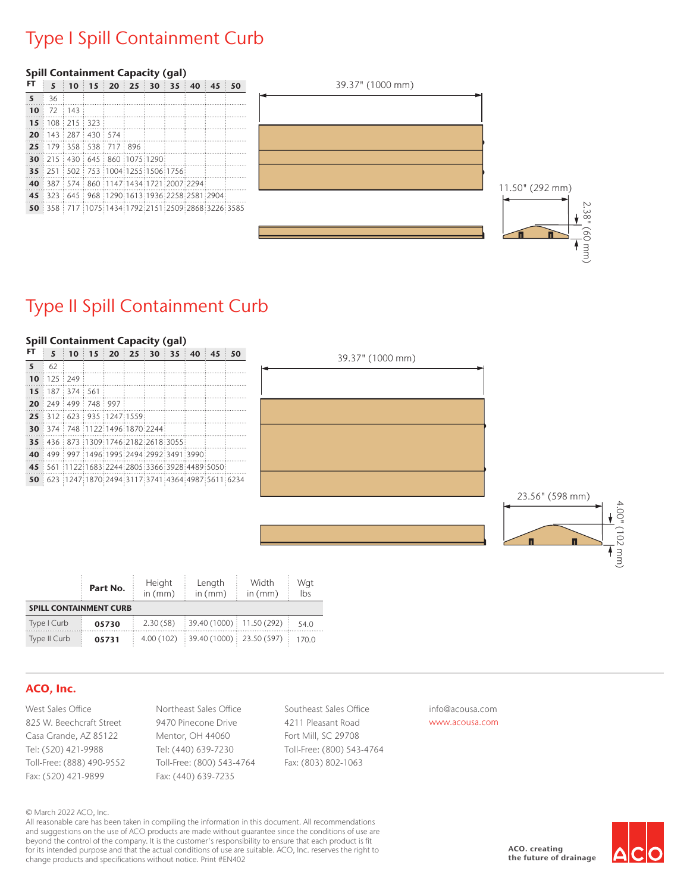# Type I Spill Containment Curb

**Spill Containment Capacity (gal)**

| FT | 5 | 10 | 15 | 20 | 25 | 30 | 35 | 40 | 45 | 50 |
|---|---|---|---|---|---|---|---|---|---|---|
| **5** | 36 | | | | | | | | | |
| **10** | 72 | 143 | | | | | | | | |
| **15** | 108 | 215 | 323 | | | | | | | |
| **20** | 143 | 287 | 430 | 574 | | | | | | |
| **25** | 179 | 358 | 538 | 717 | 896 | | | | | |
| **30** | 215 | 430 | 645 | 860 | 1075 | 1290 | | | | |
| **35** | 251 | 502 | 753 | 1004 | 1255 | 1506 | 1756 | | | |
| **40** | 387 | 574 | 860 | 1147 | 1434 | 1721 | 2007 | 2294 | | |
| **45** | 323 | 645 | 968 | 1290 | 1613 | 1936 | 2258 | 2581 | 2904 | |
| **50** | 358 | 717 | 1075 | 1434 | 1792 | 2151 | 2509 | 2868 | 3226 | 3585 |

39.37" (1000 mm)

11.50" (292 mm)

2.38" (60 mm)

# Type II Spill Containment Curb

**Spill Containment Capacity (gal)**

| FT | 5 | 10 | 15 | 20 | 25 | 30 | 35 | 40 | 45 | 50 |
|---|---|---|---|---|---|---|---|---|---|---|
| **5** | 62 | | | | | | | | | |
| **10** | 125 | 249 | | | | | | | | |
| **15** | 187 | 374 | 561 | | | | | | | |
| **20** | 249 | 499 | 748 | 997 | | | | | | |
| **25** | 312 | 623 | 935 | 1247 | 1559 | | | | | |
| **30** | 374 | 748 | 1122 | 1496 | 1870 | 2244 | | | | |
| **35** | 436 | 873 | 1309 | 1746 | 2182 | 2618 | 3055 | | | |
| **40** | 499 | 997 | 1496 | 1995 | 2494 | 2992 | 3491 | 3990 | | |
| **45** | 561 | 1122 | 1683 | 2244 | 2805 | 3366 | 3928 | 4489 | 5050 | |
| **50** | 623 | 1247 | 1870 | 2494 | 3117 | 3741 | 4364 | 4987 | 5611 | 6234 |

39.37" (1000 mm)

23.56" (598 mm)

4.00" (102 mm)

| | Part No. | Height in (mm) | Length in (mm) | Width in (mm) | Wgt lbs |
|---|---|---|---|---|---|
| **SPILL CONTAINMENT CURB** | | | | | |
| Type I Curb | **05730** | 2.30 (58) | 39.40 (1000) | 11.50 (292) | 54.0 |
| Type II Curb | **05731** | 4.00 (102) | 39.40 (1000) | 23.50 (597) | 170.0 |

## ACO, Inc.

West Sales Office
825 W. Beechcraft Street
Casa Grande, AZ 85122
Tel: (520) 421-9988
Toll-Free: (888) 490-9552
Fax: (520) 421-9899

Northeast Sales Office
9470 Pinecone Drive
Mentor, OH 44060
Tel: (440) 639-7230
Toll-Free: (800) 543-4764
Fax: (440) 639-7235

Southeast Sales Office
4211 Pleasant Road
Fort Mill, SC 29708
Toll-Free: (800) 543-4764
Fax: (803) 802-1063

info@acousa.com
www.acousa.com

© March 2022 ACO, Inc.
All reasonable care has been taken in compiling the information in this document. All recommendations and suggestions on the use of ACO products are made without guarantee since the conditions of use are beyond the control of the company. It is the customer's responsibility to ensure that each product is fit for its intended purpose and that the actual conditions of use are suitable. ACO, Inc. reserves the right to change products and specifications without notice. Print #EN402

**ACO. creating the future of drainage**

ACO